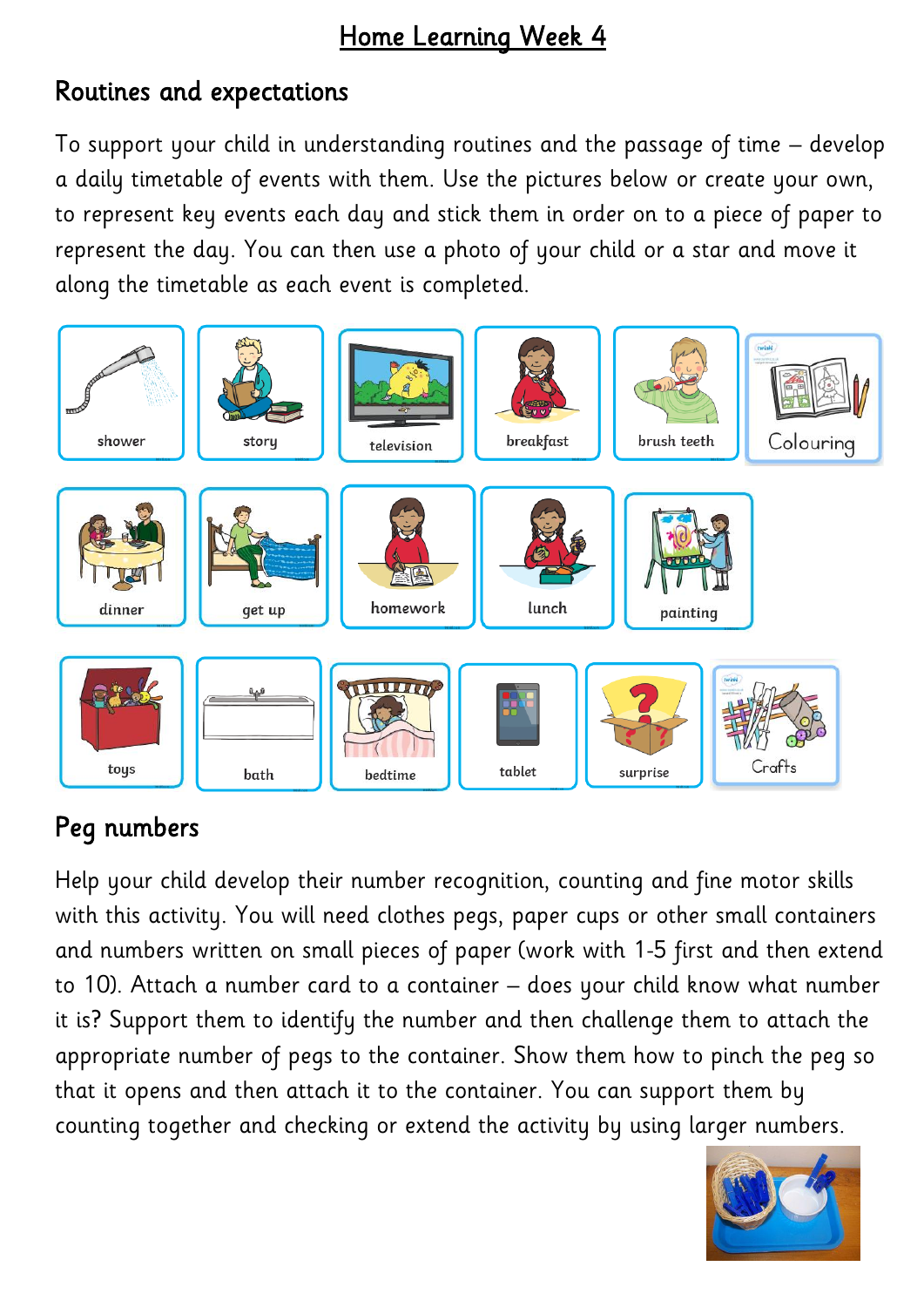# Home Learning Week 4

## Routines and expectations

To support your child in understanding routines and the passage of time – develop a daily timetable of events with them. Use the pictures below or create your own, to represent key events each day and stick them in order on to a piece of paper to represent the day. You can then use a photo of your child or a star and move it along the timetable as each event is completed.

shower | story | television | breakfast | brush teeth | Colouring

dinner | get up | homework | lunch | painting

toys | bath | bedtime | tablet | surprise | Crafts

## Peg numbers

Help your child develop their number recognition, counting and fine motor skills with this activity. You will need clothes pegs, paper cups or other small containers and numbers written on small pieces of paper (work with 1-5 first and then extend to 10). Attach a number card to a container – does your child know what number it is? Support them to identify the number and then challenge them to attach the appropriate number of pegs to the container. Show them how to pinch the peg so that it opens and then attach it to the container. You can support them by counting together and checking or extend the activity by using larger numbers.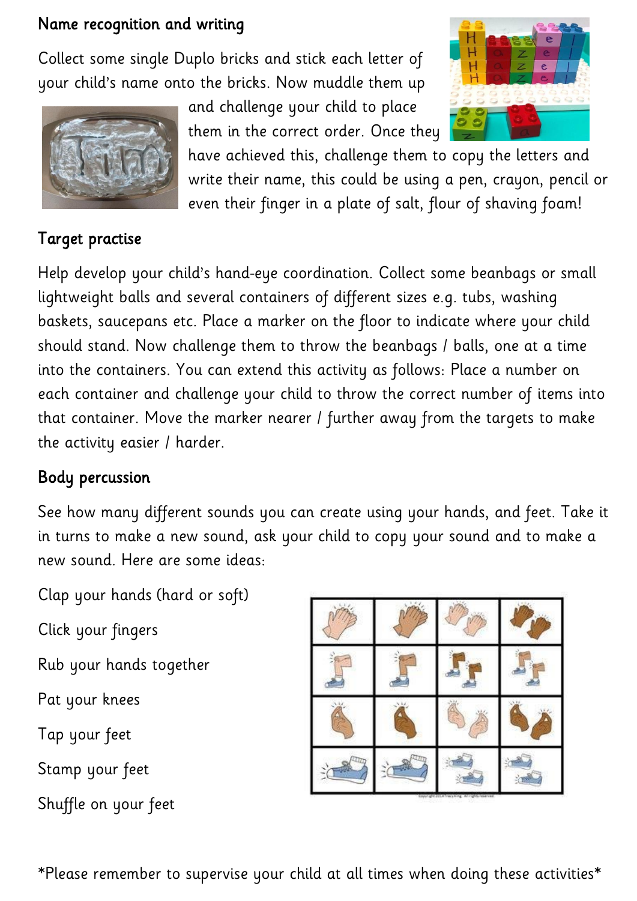## Name recognition and writing

Collect some single Duplo bricks and stick each letter of your child's name onto the bricks. Now muddle them up and challenge your child to place them in the correct order. Once they have achieved this, challenge them to copy the letters and write their name, this could be using a pen, crayon, pencil or even their finger in a plate of salt, flour of shaving foam!

## Target practise

Help develop your child's hand-eye coordination. Collect some beanbags or small lightweight balls and several containers of different sizes e.g. tubs, washing baskets, saucepans etc. Place a marker on the floor to indicate where your child should stand. Now challenge them to throw the beanbags / balls, one at a time into the containers. You can extend this activity as follows: Place a number on each container and challenge your child to throw the correct number of items into that container. Move the marker nearer / further away from the targets to make the activity easier / harder.

## Body percussion

See how many different sounds you can create using your hands, and feet. Take it in turns to make a new sound, ask your child to copy your sound and to make a new sound. Here are some ideas:

Clap your hands (hard or soft)

Click your fingers

Rub your hands together

Pat your knees

Tap your feet

Stamp your feet

Shuffle on your feet

*Please remember to supervise your child at all times when doing these activities*